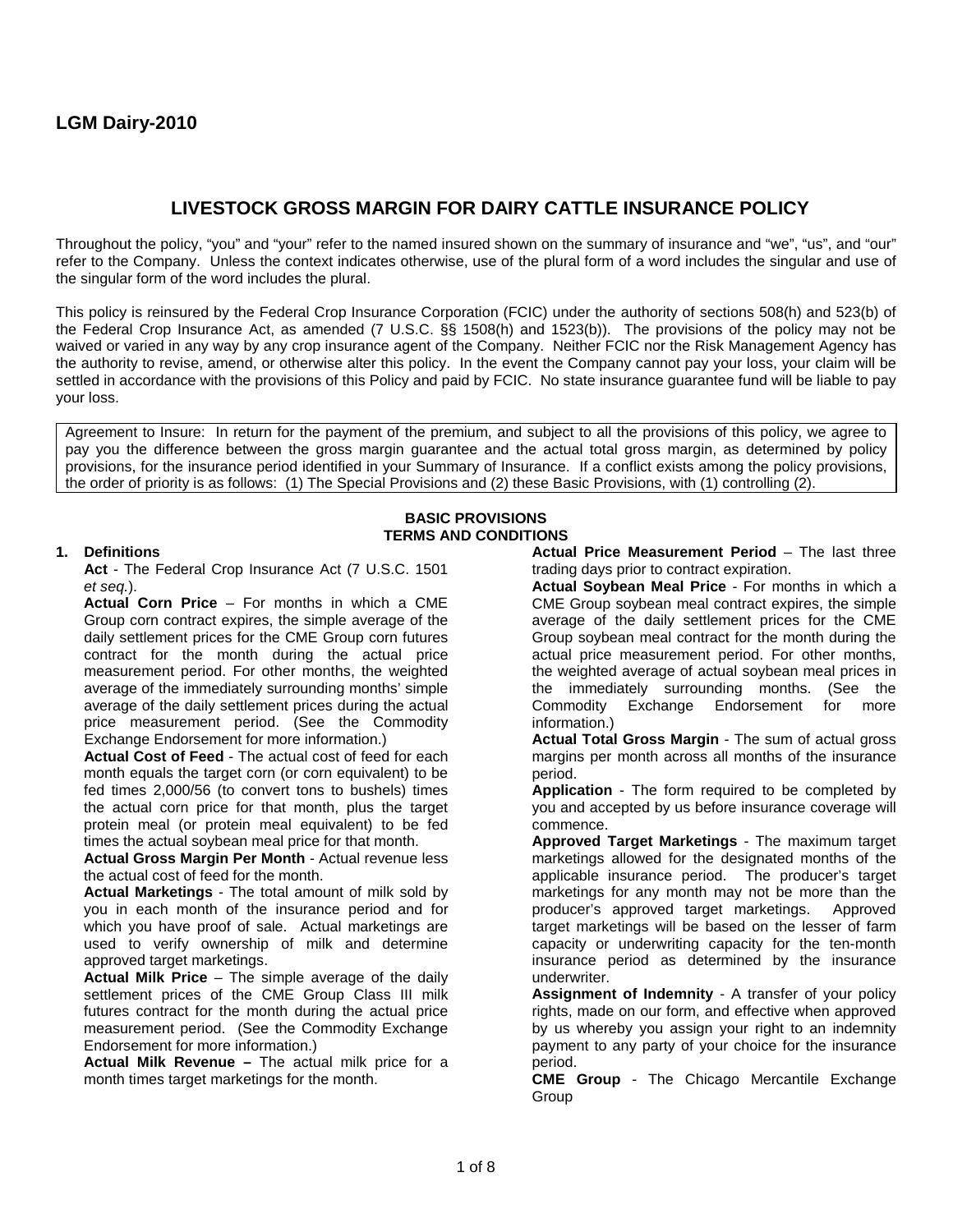## LGM Dairy-2010

# LIVESTOCK GROSS MARGIN FOR DAIRY CATTLE INSURANCE POLICY

Throughout the policy, "you" and "your" refer to the named insured shown on the summary of insurance and "we", "us", and "our" refer to the Company. Unless the context indicates otherwise, use of the plural form of a word includes the singular and use of the singular form of the word includes the plural.

This policy is reinsured by the Federal Crop Insurance Corporation (FCIC) under the authority of sections 508(h) and 523(b) of the Federal Crop Insurance Act, as amended (7 U.S.C. §§ 1508(h) and 1523(b)). The provisions of the policy may not be waived or varied in any way by any crop insurance agent of the Company. Neither FCIC nor the Risk Management Agency has the authority to revise, amend, or otherwise alter this policy. In the event the Company cannot pay your loss, your claim will be settled in accordance with the provisions of this Policy and paid by FCIC. No state insurance guarantee fund will be liable to pay your loss.

Agreement to Insure: In return for the payment of the premium, and subject to all the provisions of this policy, we agree to pay you the difference between the gross margin guarantee and the actual total gross margin, as determined by policy provisions, for the insurance period identified in your Summary of Insurance. If a conflict exists among the policy provisions, the order of priority is as follows: (1) The Special Provisions and (2) these Basic Provisions, with (1) controlling (2).

## BASIC PROVISIONS
## TERMS AND CONDITIONS

**1. Definitions**

**Act** - The Federal Crop Insurance Act (7 U.S.C. 1501 *et seq.*).

**Actual Corn Price** – For months in which a CME Group corn contract expires, the simple average of the daily settlement prices for the CME Group corn futures contract for the month during the actual price measurement period. For other months, the weighted average of the immediately surrounding months' simple average of the daily settlement prices during the actual price measurement period. (See the Commodity Exchange Endorsement for more information.)

**Actual Cost of Feed** - The actual cost of feed for each month equals the target corn (or corn equivalent) to be fed times 2,000/56 (to convert tons to bushels) times the actual corn price for that month, plus the target protein meal (or protein meal equivalent) to be fed times the actual soybean meal price for that month.

**Actual Gross Margin Per Month** - Actual revenue less the actual cost of feed for the month.

**Actual Marketings** - The total amount of milk sold by you in each month of the insurance period and for which you have proof of sale. Actual marketings are used to verify ownership of milk and determine approved target marketings.

**Actual Milk Price** – The simple average of the daily settlement prices of the CME Group Class III milk futures contract for the month during the actual price measurement period. (See the Commodity Exchange Endorsement for more information.)

**Actual Milk Revenue –** The actual milk price for a month times target marketings for the month.

**Actual Price Measurement Period** – The last three trading days prior to contract expiration.

**Actual Soybean Meal Price** - For months in which a CME Group soybean meal contract expires, the simple average of the daily settlement prices for the CME Group soybean meal contract for the month during the actual price measurement period. For other months, the weighted average of actual soybean meal prices in the immediately surrounding months. (See the Commodity Exchange Endorsement for more information.)

**Actual Total Gross Margin** - The sum of actual gross margins per month across all months of the insurance period.

**Application** - The form required to be completed by you and accepted by us before insurance coverage will commence.

**Approved Target Marketings** - The maximum target marketings allowed for the designated months of the applicable insurance period. The producer's target marketings for any month may not be more than the producer's approved target marketings. Approved target marketings will be based on the lesser of farm capacity or underwriting capacity for the ten-month insurance period as determined by the insurance underwriter.

**Assignment of Indemnity** - A transfer of your policy rights, made on our form, and effective when approved by us whereby you assign your right to an indemnity payment to any party of your choice for the insurance period.

**CME Group** - The Chicago Mercantile Exchange Group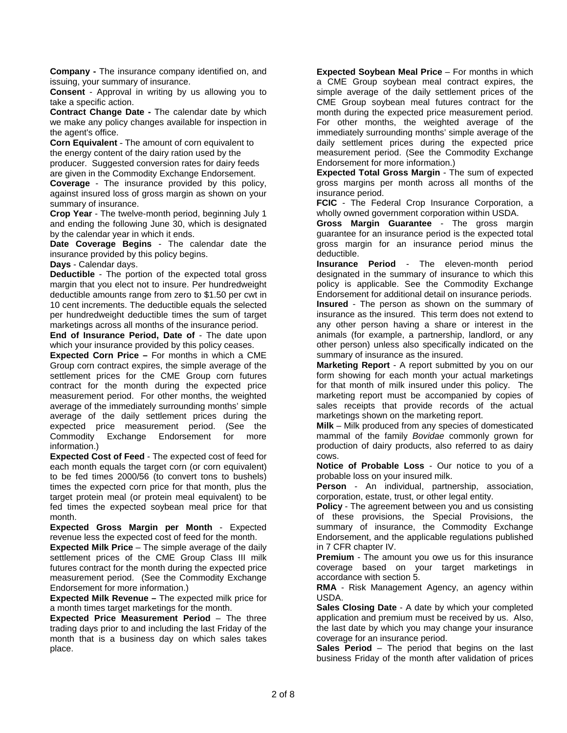**Company -** The insurance company identified on, and issuing, your summary of insurance.

**Consent** - Approval in writing by us allowing you to take a specific action.

**Contract Change Date -** The calendar date by which we make any policy changes available for inspection in the agent's office.

**Corn Equivalent** - The amount of corn equivalent to the energy content of the dairy ration used by the producer. Suggested conversion rates for dairy feeds are given in the Commodity Exchange Endorsement.

**Coverage** - The insurance provided by this policy, against insured loss of gross margin as shown on your summary of insurance.

**Crop Year** - The twelve-month period, beginning July 1 and ending the following June 30, which is designated by the calendar year in which it ends.

**Date Coverage Begins** - The calendar date the insurance provided by this policy begins.

**Days** - Calendar days.

**Deductible** - The portion of the expected total gross margin that you elect not to insure. Per hundredweight deductible amounts range from zero to $1.50 per cwt in 10 cent increments. The deductible equals the selected per hundredweight deductible times the sum of target marketings across all months of the insurance period.

**End of Insurance Period, Date of** - The date upon which your insurance provided by this policy ceases.

**Expected Corn Price –** For months in which a CME Group corn contract expires, the simple average of the settlement prices for the CME Group corn futures contract for the month during the expected price measurement period. For other months, the weighted average of the immediately surrounding months' simple average of the daily settlement prices during the expected price measurement period. (See the Commodity Exchange Endorsement for more information.)

**Expected Cost of Feed** - The expected cost of feed for each month equals the target corn (or corn equivalent) to be fed times 2000/56 (to convert tons to bushels) times the expected corn price for that month, plus the target protein meal (or protein meal equivalent) to be fed times the expected soybean meal price for that month.

**Expected Gross Margin per Month** - Expected revenue less the expected cost of feed for the month.

**Expected Milk Price** – The simple average of the daily settlement prices of the CME Group Class III milk futures contract for the month during the expected price measurement period. (See the Commodity Exchange Endorsement for more information.)

**Expected Milk Revenue –** The expected milk price for a month times target marketings for the month.

**Expected Price Measurement Period** – The three trading days prior to and including the last Friday of the month that is a business day on which sales takes place.

**Expected Soybean Meal Price** – For months in which a CME Group soybean meal contract expires, the simple average of the daily settlement prices of the CME Group soybean meal futures contract for the month during the expected price measurement period. For other months, the weighted average of the immediately surrounding months' simple average of the daily settlement prices during the expected price measurement period. (See the Commodity Exchange Endorsement for more information.)

**Expected Total Gross Margin** - The sum of expected gross margins per month across all months of the insurance period.

**FCIC** - The Federal Crop Insurance Corporation, a wholly owned government corporation within USDA.

**Gross Margin Guarantee** - The gross margin guarantee for an insurance period is the expected total gross margin for an insurance period minus the deductible.

**Insurance Period** - The eleven-month period designated in the summary of insurance to which this policy is applicable. See the Commodity Exchange Endorsement for additional detail on insurance periods.

**Insured** - The person as shown on the summary of insurance as the insured. This term does not extend to any other person having a share or interest in the animals (for example, a partnership, landlord, or any other person) unless also specifically indicated on the summary of insurance as the insured.

**Marketing Report** - A report submitted by you on our form showing for each month your actual marketings for that month of milk insured under this policy. The marketing report must be accompanied by copies of sales receipts that provide records of the actual marketings shown on the marketing report.

**Milk** – Milk produced from any species of domesticated mammal of the family *Bovidae* commonly grown for production of dairy products, also referred to as dairy cows.

**Notice of Probable Loss** - Our notice to you of a probable loss on your insured milk.

**Person** - An individual, partnership, association, corporation, estate, trust, or other legal entity.

**Policy** - The agreement between you and us consisting of these provisions, the Special Provisions, the summary of insurance, the Commodity Exchange Endorsement, and the applicable regulations published in 7 CFR chapter IV.

**Premium** - The amount you owe us for this insurance coverage based on your target marketings in accordance with section 5.

**RMA** - Risk Management Agency, an agency within USDA.

**Sales Closing Date** - A date by which your completed application and premium must be received by us. Also, the last date by which you may change your insurance coverage for an insurance period.

**Sales Period** – The period that begins on the last business Friday of the month after validation of prices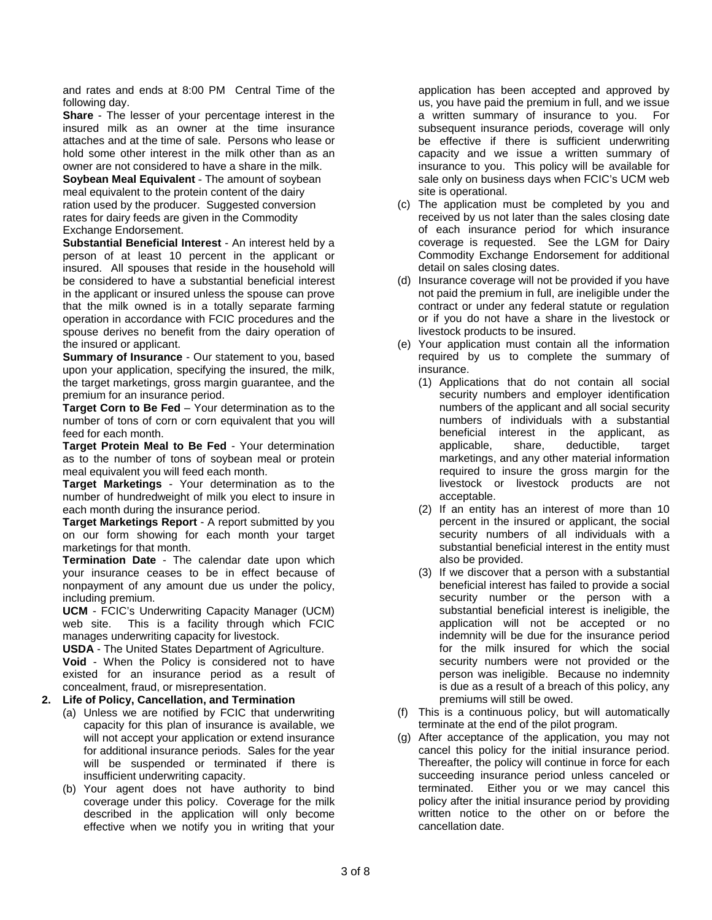and rates and ends at 8:00 PM Central Time of the following day.

**Share** - The lesser of your percentage interest in the insured milk as an owner at the time insurance attaches and at the time of sale. Persons who lease or hold some other interest in the milk other than as an owner are not considered to have a share in the milk.

**Soybean Meal Equivalent** - The amount of soybean meal equivalent to the protein content of the dairy ration used by the producer. Suggested conversion rates for dairy feeds are given in the Commodity Exchange Endorsement.

**Substantial Beneficial Interest** - An interest held by a person of at least 10 percent in the applicant or insured. All spouses that reside in the household will be considered to have a substantial beneficial interest in the applicant or insured unless the spouse can prove that the milk owned is in a totally separate farming operation in accordance with FCIC procedures and the spouse derives no benefit from the dairy operation of the insured or applicant.

**Summary of Insurance** - Our statement to you, based upon your application, specifying the insured, the milk, the target marketings, gross margin guarantee, and the premium for an insurance period.

**Target Corn to Be Fed** – Your determination as to the number of tons of corn or corn equivalent that you will feed for each month.

**Target Protein Meal to Be Fed** - Your determination as to the number of tons of soybean meal or protein meal equivalent you will feed each month.

**Target Marketings** - Your determination as to the number of hundredweight of milk you elect to insure in each month during the insurance period.

**Target Marketings Report** - A report submitted by you on our form showing for each month your target marketings for that month.

**Termination Date** - The calendar date upon which your insurance ceases to be in effect because of nonpayment of any amount due us under the policy, including premium.

**UCM** - FCIC's Underwriting Capacity Manager (UCM) web site. This is a facility through which FCIC manages underwriting capacity for livestock.

**USDA** - The United States Department of Agriculture.

**Void** - When the Policy is considered not to have existed for an insurance period as a result of concealment, fraud, or misrepresentation.

**2. Life of Policy, Cancellation, and Termination**

(a) Unless we are notified by FCIC that underwriting capacity for this plan of insurance is available, we will not accept your application or extend insurance for additional insurance periods. Sales for the year will be suspended or terminated if there is insufficient underwriting capacity.

(b) Your agent does not have authority to bind coverage under this policy. Coverage for the milk described in the application will only become effective when we notify you in writing that your application has been accepted and approved by us, you have paid the premium in full, and we issue a written summary of insurance to you. For subsequent insurance periods, coverage will only be effective if there is sufficient underwriting capacity and we issue a written summary of insurance to you. This policy will be available for sale only on business days when FCIC's UCM web site is operational.

(c) The application must be completed by you and received by us not later than the sales closing date of each insurance period for which insurance coverage is requested. See the LGM for Dairy Commodity Exchange Endorsement for additional detail on sales closing dates.

(d) Insurance coverage will not be provided if you have not paid the premium in full, are ineligible under the contract or under any federal statute or regulation or if you do not have a share in the livestock or livestock products to be insured.

(e) Your application must contain all the information required by us to complete the summary of insurance.

(1) Applications that do not contain all social security numbers and employer identification numbers of the applicant and all social security numbers of individuals with a substantial beneficial interest in the applicant, as applicable, share, deductible, target marketings, and any other material information required to insure the gross margin for the livestock or livestock products are not acceptable.

(2) If an entity has an interest of more than 10 percent in the insured or applicant, the social security numbers of all individuals with a substantial beneficial interest in the entity must also be provided.

(3) If we discover that a person with a substantial beneficial interest has failed to provide a social security number or the person with a substantial beneficial interest is ineligible, the application will not be accepted or no indemnity will be due for the insurance period for the milk insured for which the social security numbers were not provided or the person was ineligible. Because no indemnity is due as a result of a breach of this policy, any premiums will still be owed.

(f) This is a continuous policy, but will automatically terminate at the end of the pilot program.

(g) After acceptance of the application, you may not cancel this policy for the initial insurance period. Thereafter, the policy will continue in force for each succeeding insurance period unless canceled or terminated. Either you or we may cancel this policy after the initial insurance period by providing written notice to the other on or before the cancellation date.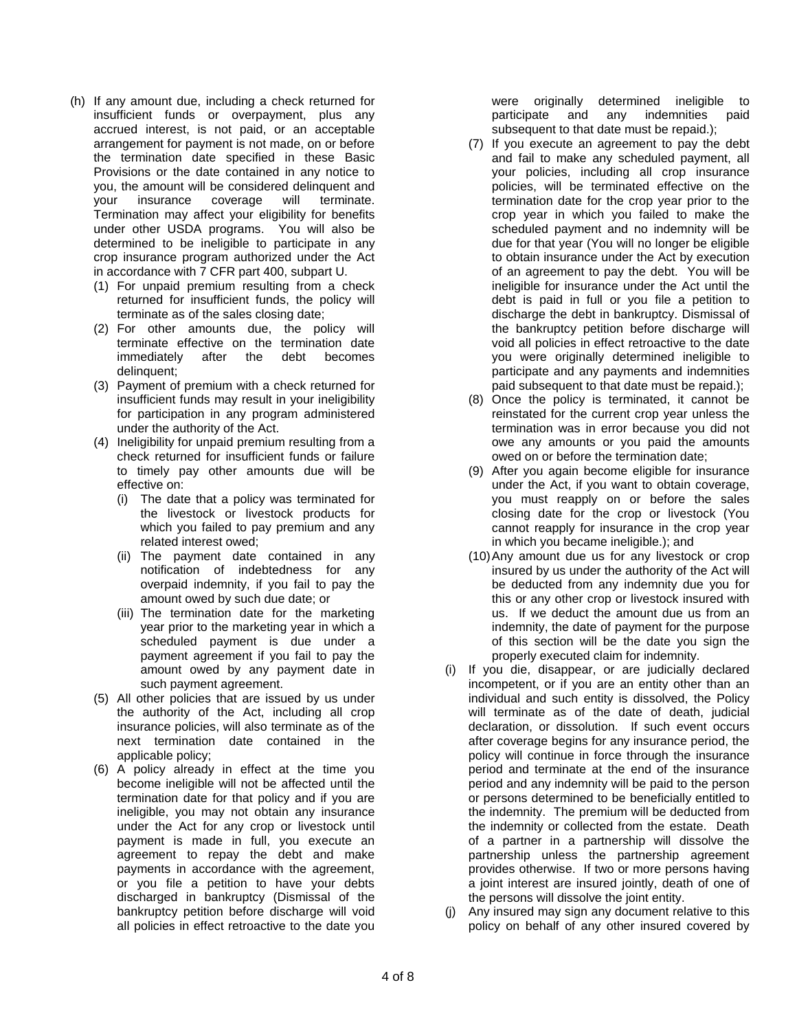(h) If any amount due, including a check returned for insufficient funds or overpayment, plus any accrued interest, is not paid, or an acceptable arrangement for payment is not made, on or before the termination date specified in these Basic Provisions or the date contained in any notice to you, the amount will be considered delinquent and your insurance coverage will terminate. Termination may affect your eligibility for benefits under other USDA programs. You will also be determined to be ineligible to participate in any crop insurance program authorized under the Act in accordance with 7 CFR part 400, subpart U.

   (1) For unpaid premium resulting from a check returned for insufficient funds, the policy will terminate as of the sales closing date;

   (2) For other amounts due, the policy will terminate effective on the termination date immediately after the debt becomes delinquent;

   (3) Payment of premium with a check returned for insufficient funds may result in your ineligibility for participation in any program administered under the authority of the Act.

   (4) Ineligibility for unpaid premium resulting from a check returned for insufficient funds or failure to timely pay other amounts due will be effective on:

      (i) The date that a policy was terminated for the livestock or livestock products for which you failed to pay premium and any related interest owed;

      (ii) The payment date contained in any notification of indebtedness for any overpaid indemnity, if you fail to pay the amount owed by such due date; or

      (iii) The termination date for the marketing year prior to the marketing year in which a scheduled payment is due under a payment agreement if you fail to pay the amount owed by any payment date in such payment agreement.

   (5) All other policies that are issued by us under the authority of the Act, including all crop insurance policies, will also terminate as of the next termination date contained in the applicable policy;

   (6) A policy already in effect at the time you become ineligible will not be affected until the termination date for that policy and if you are ineligible, you may not obtain any insurance under the Act for any crop or livestock until payment is made in full, you execute an agreement to repay the debt and make payments in accordance with the agreement, or you file a petition to have your debts discharged in bankruptcy (Dismissal of the bankruptcy petition before discharge will void all policies in effect retroactive to the date you were originally determined ineligible to participate and any indemnities paid subsequent to that date must be repaid.);

   (7) If you execute an agreement to pay the debt and fail to make any scheduled payment, all your policies, including all crop insurance policies, will be terminated effective on the termination date for the crop year prior to the crop year in which you failed to make the scheduled payment and no indemnity will be due for that year (You will no longer be eligible to obtain insurance under the Act by execution of an agreement to pay the debt. You will be ineligible for insurance under the Act until the debt is paid in full or you file a petition to discharge the debt in bankruptcy. Dismissal of the bankruptcy petition before discharge will void all policies in effect retroactive to the date you were originally determined ineligible to participate and any payments and indemnities paid subsequent to that date must be repaid.);

   (8) Once the policy is terminated, it cannot be reinstated for the current crop year unless the termination was in error because you did not owe any amounts or you paid the amounts owed on or before the termination date;

   (9) After you again become eligible for insurance under the Act, if you want to obtain coverage, you must reapply on or before the sales closing date for the crop or livestock (You cannot reapply for insurance in the crop year in which you became ineligible.); and

   (10) Any amount due us for any livestock or crop insured by us under the authority of the Act will be deducted from any indemnity due you for this or any other crop or livestock insured with us. If we deduct the amount due us from an indemnity, the date of payment for the purpose of this section will be the date you sign the properly executed claim for indemnity.

(i) If you die, disappear, or are judicially declared incompetent, or if you are an entity other than an individual and such entity is dissolved, the Policy will terminate as of the date of death, judicial declaration, or dissolution. If such event occurs after coverage begins for any insurance period, the policy will continue in force through the insurance period and terminate at the end of the insurance period and any indemnity will be paid to the person or persons determined to be beneficially entitled to the indemnity. The premium will be deducted from the indemnity or collected from the estate. Death of a partner in a partnership will dissolve the partnership unless the partnership agreement provides otherwise. If two or more persons having a joint interest are insured jointly, death of one of the persons will dissolve the joint entity.

(j) Any insured may sign any document relative to this policy on behalf of any other insured covered by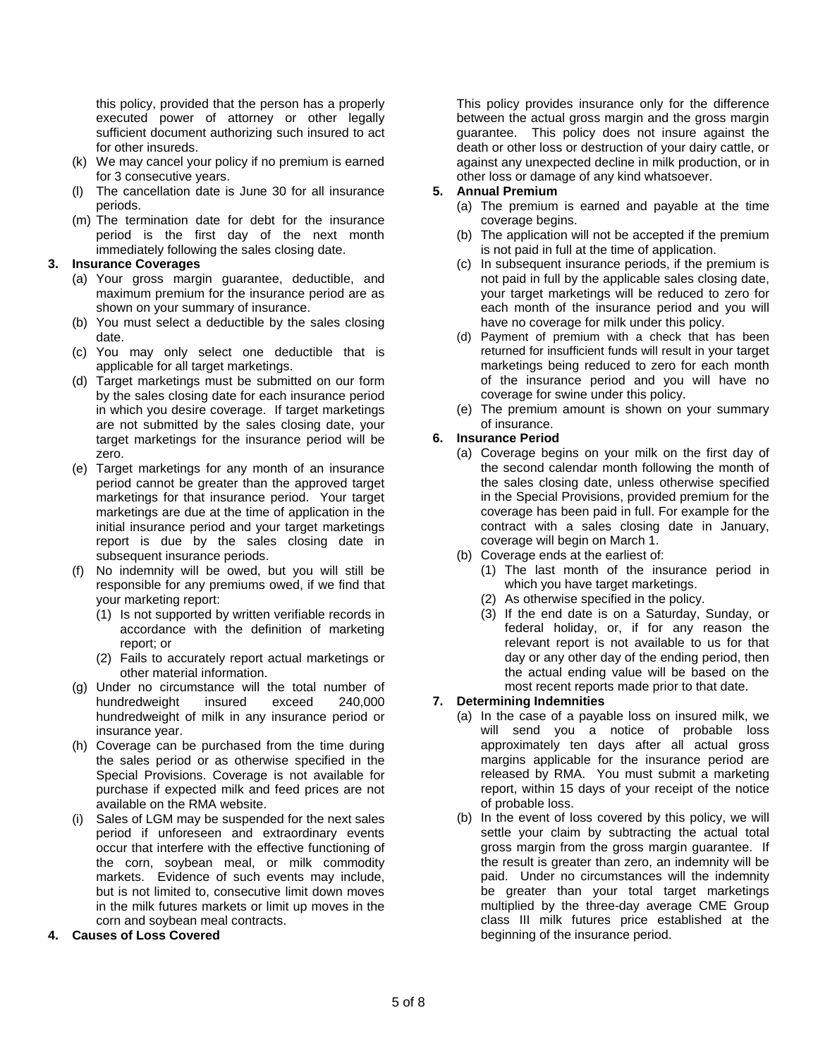this policy, provided that the person has a properly executed power of attorney or other legally sufficient document authorizing such insured to act for other insureds.

(k) We may cancel your policy if no premium is earned for 3 consecutive years.

(l) The cancellation date is June 30 for all insurance periods.

(m) The termination date for debt for the insurance period is the first day of the next month immediately following the sales closing date.

**3. Insurance Coverages**

(a) Your gross margin guarantee, deductible, and maximum premium for the insurance period are as shown on your summary of insurance.

(b) You must select a deductible by the sales closing date.

(c) You may only select one deductible that is applicable for all target marketings.

(d) Target marketings must be submitted on our form by the sales closing date for each insurance period in which you desire coverage. If target marketings are not submitted by the sales closing date, your target marketings for the insurance period will be zero.

(e) Target marketings for any month of an insurance period cannot be greater than the approved target marketings for that insurance period. Your target marketings are due at the time of application in the initial insurance period and your target marketings report is due by the sales closing date in subsequent insurance periods.

(f) No indemnity will be owed, but you will still be responsible for any premiums owed, if we find that your marketing report:

(1) Is not supported by written verifiable records in accordance with the definition of marketing report; or

(2) Fails to accurately report actual marketings or other material information.

(g) Under no circumstance will the total number of hundredweight insured exceed 240,000 hundredweight of milk in any insurance period or insurance year.

(h) Coverage can be purchased from the time during the sales period or as otherwise specified in the Special Provisions. Coverage is not available for purchase if expected milk and feed prices are not available on the RMA website.

(i) Sales of LGM may be suspended for the next sales period if unforeseen and extraordinary events occur that interfere with the effective functioning of the corn, soybean meal, or milk commodity markets. Evidence of such events may include, but is not limited to, consecutive limit down moves in the milk futures markets or limit up moves in the corn and soybean meal contracts.

**4. Causes of Loss Covered**

This policy provides insurance only for the difference between the actual gross margin and the gross margin guarantee. This policy does not insure against the death or other loss or destruction of your dairy cattle, or against any unexpected decline in milk production, or in other loss or damage of any kind whatsoever.

**5. Annual Premium**

(a) The premium is earned and payable at the time coverage begins.

(b) The application will not be accepted if the premium is not paid in full at the time of application.

(c) In subsequent insurance periods, if the premium is not paid in full by the applicable sales closing date, your target marketings will be reduced to zero for each month of the insurance period and you will have no coverage for milk under this policy.

(d) Payment of premium with a check that has been returned for insufficient funds will result in your target marketings being reduced to zero for each month of the insurance period and you will have no coverage for swine under this policy.

(e) The premium amount is shown on your summary of insurance.

**6. Insurance Period**

(a) Coverage begins on your milk on the first day of the second calendar month following the month of the sales closing date, unless otherwise specified in the Special Provisions, provided premium for the coverage has been paid in full. For example for the contract with a sales closing date in January, coverage will begin on March 1.

(b) Coverage ends at the earliest of:

(1) The last month of the insurance period in which you have target marketings.

(2) As otherwise specified in the policy.

(3) If the end date is on a Saturday, Sunday, or federal holiday, or, if for any reason the relevant report is not available to us for that day or any other day of the ending period, then the actual ending value will be based on the most recent reports made prior to that date.

**7. Determining Indemnities**

(a) In the case of a payable loss on insured milk, we will send you a notice of probable loss approximately ten days after all actual gross margins applicable for the insurance period are released by RMA. You must submit a marketing report, within 15 days of your receipt of the notice of probable loss.

(b) In the event of loss covered by this policy, we will settle your claim by subtracting the actual total gross margin from the gross margin guarantee. If the result is greater than zero, an indemnity will be paid. Under no circumstances will the indemnity be greater than your total target marketings multiplied by the three-day average CME Group class III milk futures price established at the beginning of the insurance period.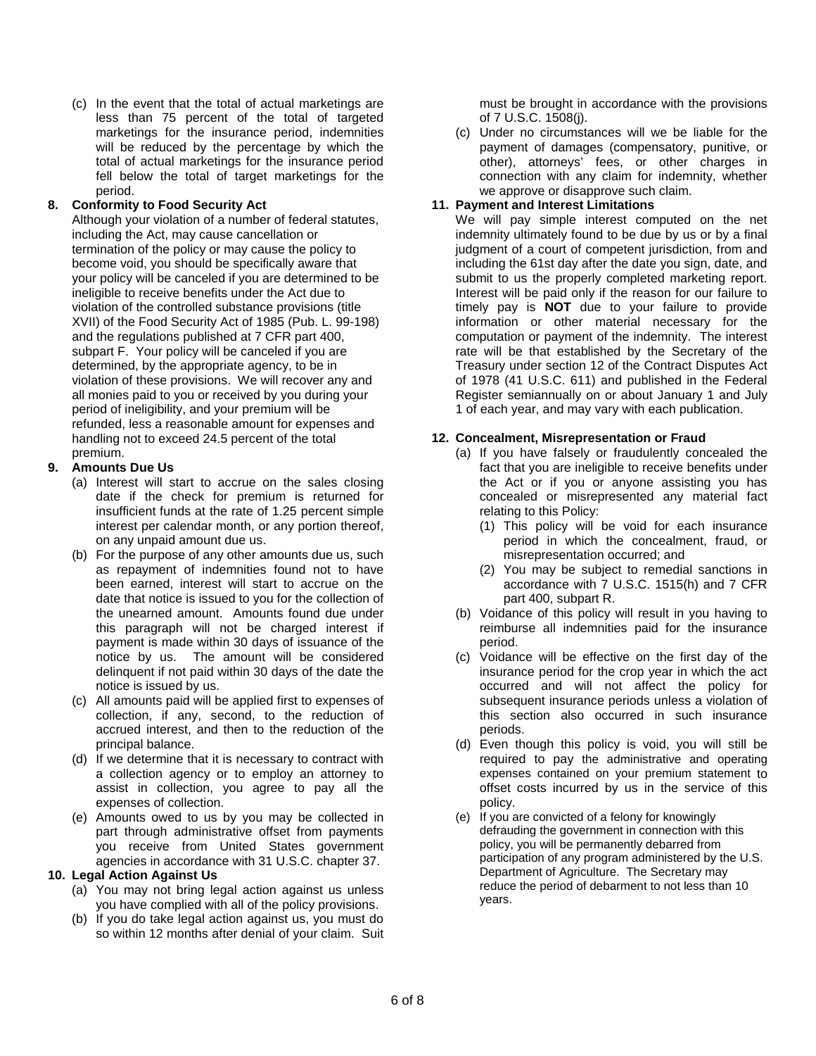(c) In the event that the total of actual marketings are less than 75 percent of the total of targeted marketings for the insurance period, indemnities will be reduced by the percentage by which the total of actual marketings for the insurance period fell below the total of target marketings for the period.

**8. Conformity to Food Security Act**

Although your violation of a number of federal statutes, including the Act, may cause cancellation or termination of the policy or may cause the policy to become void, you should be specifically aware that your policy will be canceled if you are determined to be ineligible to receive benefits under the Act due to violation of the controlled substance provisions (title XVII) of the Food Security Act of 1985 (Pub. L. 99-198) and the regulations published at 7 CFR part 400, subpart F. Your policy will be canceled if you are determined, by the appropriate agency, to be in violation of these provisions. We will recover any and all monies paid to you or received by you during your period of ineligibility, and your premium will be refunded, less a reasonable amount for expenses and handling not to exceed 24.5 percent of the total premium.

**9. Amounts Due Us**

(a) Interest will start to accrue on the sales closing date if the check for premium is returned for insufficient funds at the rate of 1.25 percent simple interest per calendar month, or any portion thereof, on any unpaid amount due us.

(b) For the purpose of any other amounts due us, such as repayment of indemnities found not to have been earned, interest will start to accrue on the date that notice is issued to you for the collection of the unearned amount. Amounts found due under this paragraph will not be charged interest if payment is made within 30 days of issuance of the notice by us. The amount will be considered delinquent if not paid within 30 days of the date the notice is issued by us.

(c) All amounts paid will be applied first to expenses of collection, if any, second, to the reduction of accrued interest, and then to the reduction of the principal balance.

(d) If we determine that it is necessary to contract with a collection agency or to employ an attorney to assist in collection, you agree to pay all the expenses of collection.

(e) Amounts owed to us by you may be collected in part through administrative offset from payments you receive from United States government agencies in accordance with 31 U.S.C. chapter 37.

**10. Legal Action Against Us**

(a) You may not bring legal action against us unless you have complied with all of the policy provisions.

(b) If you do take legal action against us, you must do so within 12 months after denial of your claim. Suit must be brought in accordance with the provisions of 7 U.S.C. 1508(j).

(c) Under no circumstances will we be liable for the payment of damages (compensatory, punitive, or other), attorneys' fees, or other charges in connection with any claim for indemnity, whether we approve or disapprove such claim.

**11. Payment and Interest Limitations**

We will pay simple interest computed on the net indemnity ultimately found to be due by us or by a final judgment of a court of competent jurisdiction, from and including the 61st day after the date you sign, date, and submit to us the properly completed marketing report. Interest will be paid only if the reason for our failure to timely pay is **NOT** due to your failure to provide information or other material necessary for the computation or payment of the indemnity. The interest rate will be that established by the Secretary of the Treasury under section 12 of the Contract Disputes Act of 1978 (41 U.S.C. 611) and published in the Federal Register semiannually on or about January 1 and July 1 of each year, and may vary with each publication.

**12. Concealment, Misrepresentation or Fraud**

(a) If you have falsely or fraudulently concealed the fact that you are ineligible to receive benefits under the Act or if you or anyone assisting you has concealed or misrepresented any material fact relating to this Policy:

(1) This policy will be void for each insurance period in which the concealment, fraud, or misrepresentation occurred; and

(2) You may be subject to remedial sanctions in accordance with 7 U.S.C. 1515(h) and 7 CFR part 400, subpart R.

(b) Voidance of this policy will result in you having to reimburse all indemnities paid for the insurance period.

(c) Voidance will be effective on the first day of the insurance period for the crop year in which the act occurred and will not affect the policy for subsequent insurance periods unless a violation of this section also occurred in such insurance periods.

(d) Even though this policy is void, you will still be required to pay the administrative and operating expenses contained on your premium statement to offset costs incurred by us in the service of this policy.

(e) If you are convicted of a felony for knowingly defrauding the government in connection with this policy, you will be permanently debarred from participation of any program administered by the U.S. Department of Agriculture. The Secretary may reduce the period of debarment to not less than 10 years.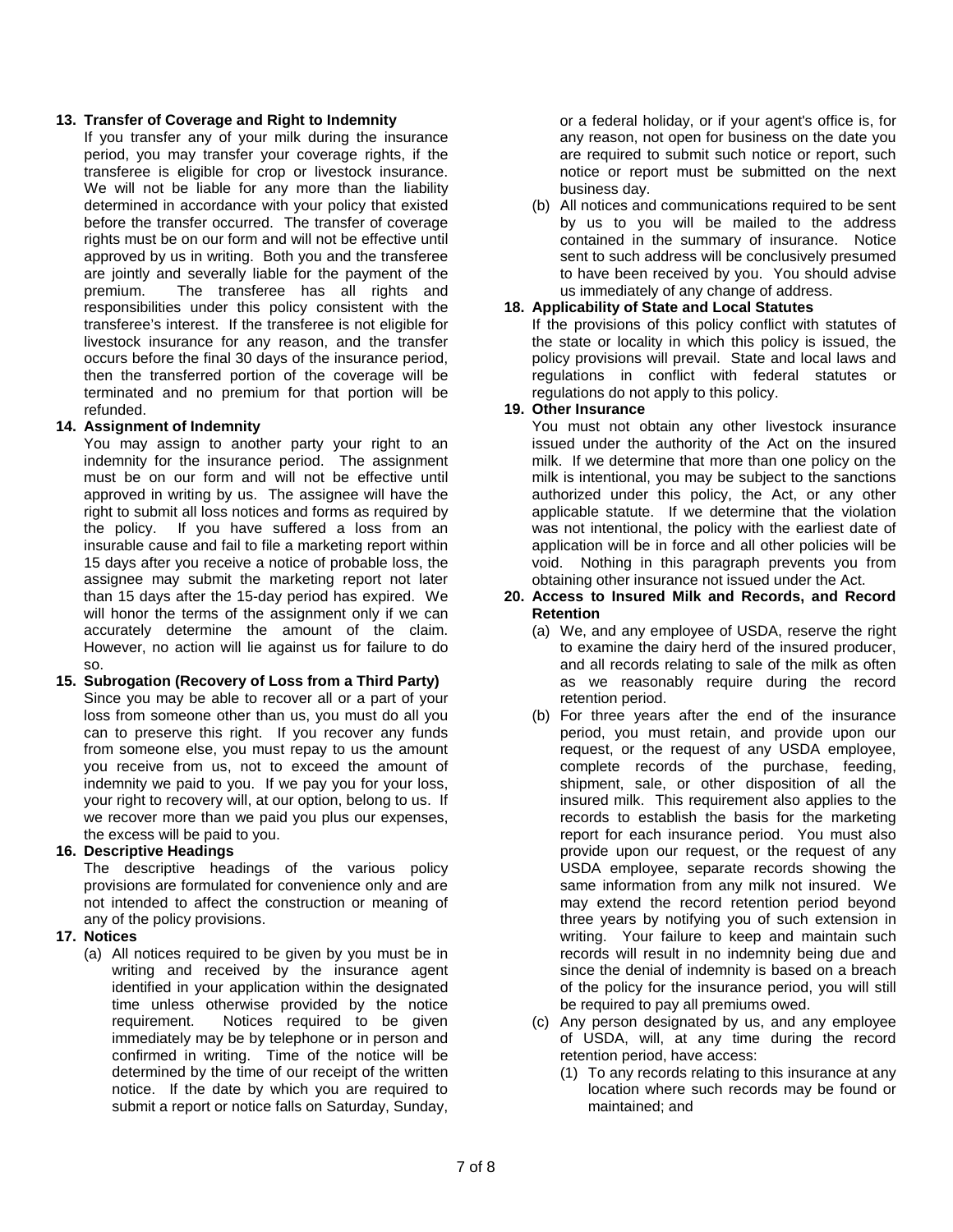**13. Transfer of Coverage and Right to Indemnity**

If you transfer any of your milk during the insurance period, you may transfer your coverage rights, if the transferee is eligible for crop or livestock insurance. We will not be liable for any more than the liability determined in accordance with your policy that existed before the transfer occurred. The transfer of coverage rights must be on our form and will not be effective until approved by us in writing. Both you and the transferee are jointly and severally liable for the payment of the premium. The transferee has all rights and responsibilities under this policy consistent with the transferee's interest. If the transferee is not eligible for livestock insurance for any reason, and the transfer occurs before the final 30 days of the insurance period, then the transferred portion of the coverage will be terminated and no premium for that portion will be refunded.

**14. Assignment of Indemnity**

You may assign to another party your right to an indemnity for the insurance period. The assignment must be on our form and will not be effective until approved in writing by us. The assignee will have the right to submit all loss notices and forms as required by the policy. If you have suffered a loss from an insurable cause and fail to file a marketing report within 15 days after you receive a notice of probable loss, the assignee may submit the marketing report not later than 15 days after the 15-day period has expired. We will honor the terms of the assignment only if we can accurately determine the amount of the claim. However, no action will lie against us for failure to do so.

**15. Subrogation (Recovery of Loss from a Third Party)**

Since you may be able to recover all or a part of your loss from someone other than us, you must do all you can to preserve this right. If you recover any funds from someone else, you must repay to us the amount you receive from us, not to exceed the amount of indemnity we paid to you. If we pay you for your loss, your right to recovery will, at our option, belong to us. If we recover more than we paid you plus our expenses, the excess will be paid to you.

**16. Descriptive Headings**

The descriptive headings of the various policy provisions are formulated for convenience only and are not intended to affect the construction or meaning of any of the policy provisions.

**17. Notices**

(a) All notices required to be given by you must be in writing and received by the insurance agent identified in your application within the designated time unless otherwise provided by the notice requirement. Notices required to be given immediately may be by telephone or in person and confirmed in writing. Time of the notice will be determined by the time of our receipt of the written notice. If the date by which you are required to submit a report or notice falls on Saturday, Sunday, or a federal holiday, or if your agent's office is, for any reason, not open for business on the date you are required to submit such notice or report, such notice or report must be submitted on the next business day.

(b) All notices and communications required to be sent by us to you will be mailed to the address contained in the summary of insurance. Notice sent to such address will be conclusively presumed to have been received by you. You should advise us immediately of any change of address.

**18. Applicability of State and Local Statutes**

If the provisions of this policy conflict with statutes of the state or locality in which this policy is issued, the policy provisions will prevail. State and local laws and regulations in conflict with federal statutes or regulations do not apply to this policy.

**19. Other Insurance**

You must not obtain any other livestock insurance issued under the authority of the Act on the insured milk. If we determine that more than one policy on the milk is intentional, you may be subject to the sanctions authorized under this policy, the Act, or any other applicable statute. If we determine that the violation was not intentional, the policy with the earliest date of application will be in force and all other policies will be void. Nothing in this paragraph prevents you from obtaining other insurance not issued under the Act.

**20. Access to Insured Milk and Records, and Record Retention**

(a) We, and any employee of USDA, reserve the right to examine the dairy herd of the insured producer, and all records relating to sale of the milk as often as we reasonably require during the record retention period.

(b) For three years after the end of the insurance period, you must retain, and provide upon our request, or the request of any USDA employee, complete records of the purchase, feeding, shipment, sale, or other disposition of all the insured milk. This requirement also applies to the records to establish the basis for the marketing report for each insurance period. You must also provide upon our request, or the request of any USDA employee, separate records showing the same information from any milk not insured. We may extend the record retention period beyond three years by notifying you of such extension in writing. Your failure to keep and maintain such records will result in no indemnity being due and since the denial of indemnity is based on a breach of the policy for the insurance period, you will still be required to pay all premiums owed.

(c) Any person designated by us, and any employee of USDA, will, at any time during the record retention period, have access:

(1) To any records relating to this insurance at any location where such records may be found or maintained; and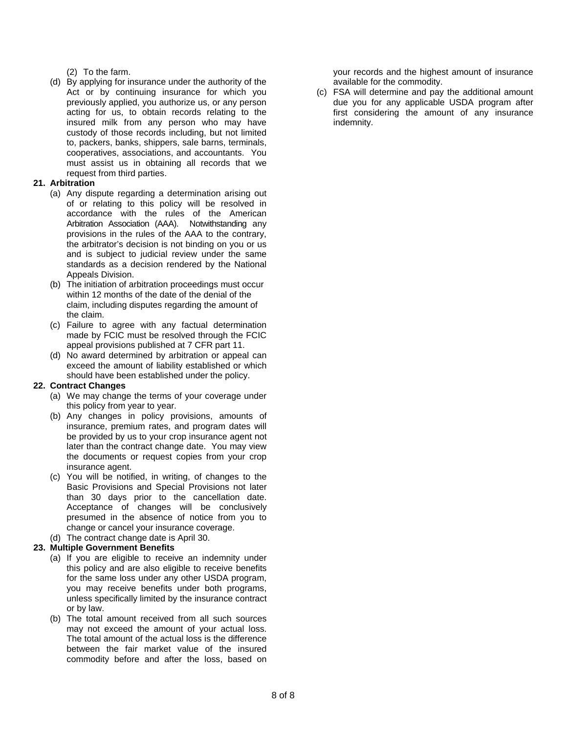(2) To the farm.

(d) By applying for insurance under the authority of the Act or by continuing insurance for which you previously applied, you authorize us, or any person acting for us, to obtain records relating to the insured milk from any person who may have custody of those records including, but not limited to, packers, banks, shippers, sale barns, terminals, cooperatives, associations, and accountants. You must assist us in obtaining all records that we request from third parties.

**21. Arbitration**

(a) Any dispute regarding a determination arising out of or relating to this policy will be resolved in accordance with the rules of the American Arbitration Association (AAA). Notwithstanding any provisions in the rules of the AAA to the contrary, the arbitrator's decision is not binding on you or us and is subject to judicial review under the same standards as a decision rendered by the National Appeals Division.

(b) The initiation of arbitration proceedings must occur within 12 months of the date of the denial of the claim, including disputes regarding the amount of the claim.

(c) Failure to agree with any factual determination made by FCIC must be resolved through the FCIC appeal provisions published at 7 CFR part 11.

(d) No award determined by arbitration or appeal can exceed the amount of liability established or which should have been established under the policy.

**22. Contract Changes**

(a) We may change the terms of your coverage under this policy from year to year.

(b) Any changes in policy provisions, amounts of insurance, premium rates, and program dates will be provided by us to your crop insurance agent not later than the contract change date. You may view the documents or request copies from your crop insurance agent.

(c) You will be notified, in writing, of changes to the Basic Provisions and Special Provisions not later than 30 days prior to the cancellation date. Acceptance of changes will be conclusively presumed in the absence of notice from you to change or cancel your insurance coverage.

(d) The contract change date is April 30.

**23. Multiple Government Benefits**

(a) If you are eligible to receive an indemnity under this policy and are also eligible to receive benefits for the same loss under any other USDA program, you may receive benefits under both programs, unless specifically limited by the insurance contract or by law.

(b) The total amount received from all such sources may not exceed the amount of your actual loss. The total amount of the actual loss is the difference between the fair market value of the insured commodity before and after the loss, based on your records and the highest amount of insurance available for the commodity.

(c) FSA will determine and pay the additional amount due you for any applicable USDA program after first considering the amount of any insurance indemnity.